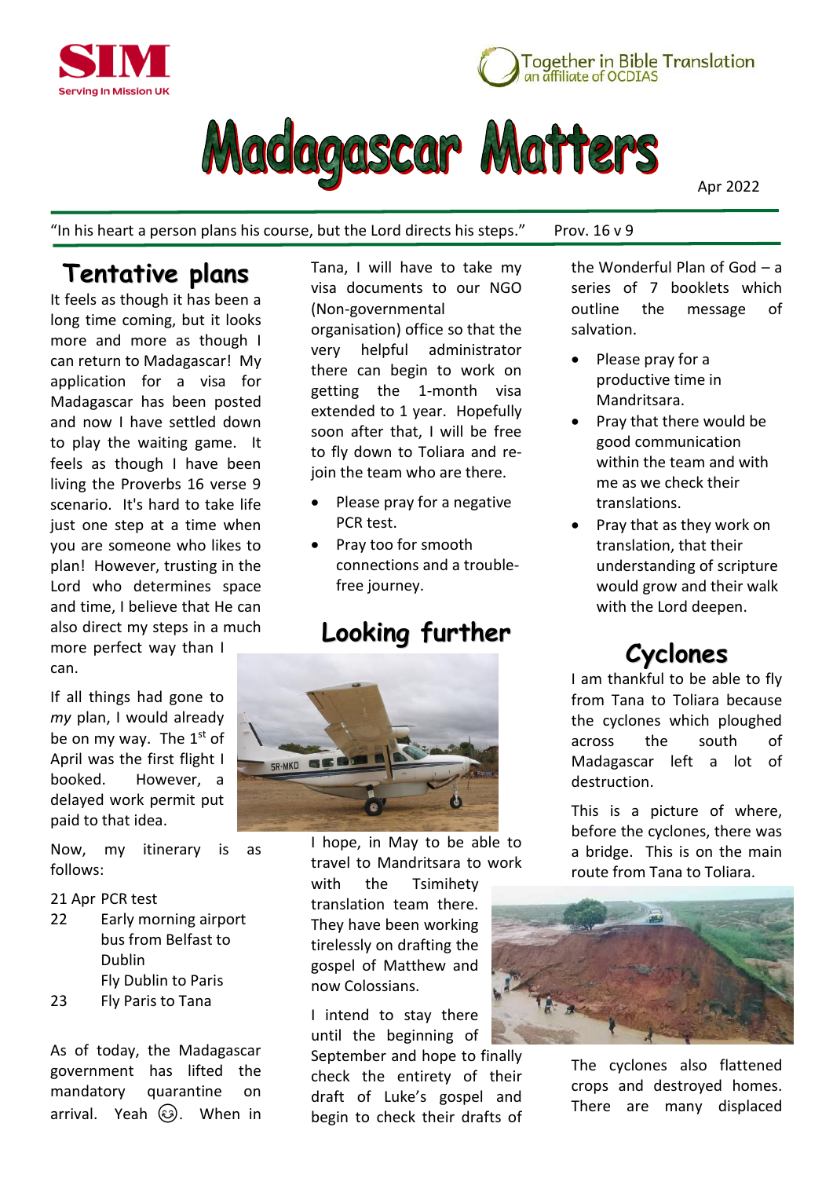SIM
Serving In Mission UK

Together in Bible Translation
an affiliate of OCDIAS

# Madagascar Matters

Apr 2022

"In his heart a person plans his course, but the Lord directs his steps." Prov. 16 v 9

## Tentative plans

It feels as though it has been a long time coming, but it looks more and more as though I can return to Madagascar! My application for a visa for Madagascar has been posted and now I have settled down to play the waiting game. It feels as though I have been living the Proverbs 16 verse 9 scenario. It's hard to take life just one step at a time when you are someone who likes to plan! However, trusting in the Lord who determines space and time, I believe that He can also direct my steps in a much more perfect way than I can.

If all things had gone to *my* plan, I would already be on my way. The 1st of April was the first flight I booked. However, a delayed work permit put paid to that idea.

Now, my itinerary is as follows:

21 Apr PCR test
22 Early morning airport bus from Belfast to Dublin
Fly Dublin to Paris
23 Fly Paris to Tana

As of today, the Madagascar government has lifted the mandatory quarantine on arrival. Yeah 😊. When in Tana, I will have to take my visa documents to our NGO (Non-governmental organisation) office so that the very helpful administrator there can begin to work on getting the 1-month visa extended to 1 year. Hopefully soon after that, I will be free to fly down to Toliara and re-join the team who are there.

- Please pray for a negative PCR test.
- Pray too for smooth connections and a trouble-free journey.

## Looking further

I hope, in May to be able to travel to Mandritsara to work with the Tsimihety translation team there. They have been working tirelessly on drafting the gospel of Matthew and now Colossians.

I intend to stay there until the beginning of September and hope to finally check the entirety of their draft of Luke's gospel and begin to check their drafts of the Wonderful Plan of God – a series of 7 booklets which outline the message of salvation.

- Please pray for a productive time in Mandritsara.
- Pray that there would be good communication within the team and with me as we check their translations.
- Pray that as they work on translation, that their understanding of scripture would grow and their walk with the Lord deepen.

## Cyclones

I am thankful to be able to fly from Tana to Toliara because the cyclones which ploughed across the south of Madagascar left a lot of destruction.

This is a picture of where, before the cyclones, there was a bridge. This is on the main route from Tana to Toliara.

The cyclones also flattened crops and destroyed homes. There are many displaced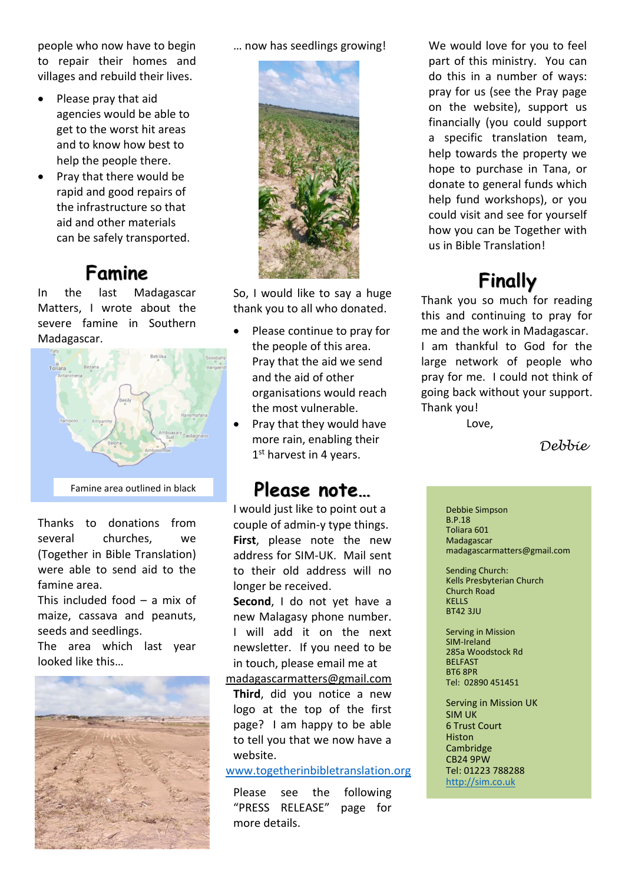people who now have to begin to repair their homes and villages and rebuild their lives.

- Please pray that aid agencies would be able to get to the worst hit areas and to know how best to help the people there.
- Pray that there would be rapid and good repairs of the infrastructure so that aid and other materials can be safely transported.

## Famine

In the last Madagascar Matters, I wrote about the severe famine in Southern Madagascar.

Famine area outlined in black

Thanks to donations from several churches, we (Together in Bible Translation) were able to send aid to the famine area.

This included food – a mix of maize, cassava and peanuts, seeds and seedlings.

The area which last year looked like this…

… now has seedlings growing!

So, I would like to say a huge thank you to all who donated.

- Please continue to pray for the people of this area. Pray that the aid we send and the aid of other organisations would reach the most vulnerable.
- Pray that they would have more rain, enabling their 1st harvest in 4 years.

## Please note…

I would just like to point out a couple of admin-y type things.

**First**, please note the new address for SIM-UK. Mail sent to their old address will no longer be received.

**Second**, I do not yet have a new Malagasy phone number. I will add it on the next newsletter. If you need to be in touch, please email me at madagascarmatters@gmail.com

**Third**, did you notice a new logo at the top of the first page? I am happy to be able to tell you that we now have a website.

www.togetherinbibletranslation.org

Please see the following "PRESS RELEASE" page for more details.

We would love for you to feel part of this ministry. You can do this in a number of ways: pray for us (see the Pray page on the website), support us financially (you could support a specific translation team, help towards the property we hope to purchase in Tana, or donate to general funds which help fund workshops), or you could visit and see for yourself how you can be Together with us in Bible Translation!

## Finally

Thank you so much for reading this and continuing to pray for me and the work in Madagascar. I am thankful to God for the large network of people who pray for me. I could not think of going back without your support. Thank you!

Love,

*Debbie*

Debbie Simpson
B.P.18
Toliara 601
Madagascar
madagascarmatters@gmail.com

Sending Church:
Kells Presbyterian Church
Church Road
KELLS
BT42 3JU

Serving in Mission
SIM-Ireland
285a Woodstock Rd
BELFAST
BT6 8PR
Tel: 02890 451451

Serving in Mission UK
SIM UK
6 Trust Court
Histon
Cambridge
CB24 9PW
Tel: 01223 788288
http://sim.co.uk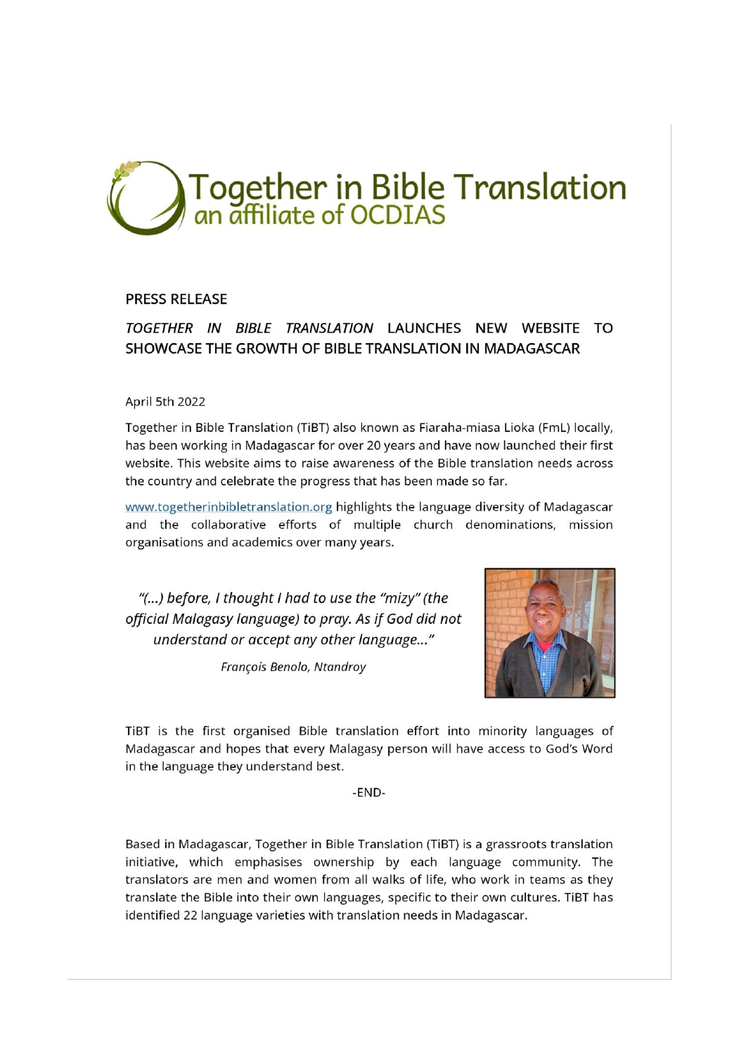# Together in Bible Translation
## an affiliate of OCDIAS

**PRESS RELEASE**

## *TOGETHER IN BIBLE TRANSLATION* LAUNCHES NEW WEBSITE TO SHOWCASE THE GROWTH OF BIBLE TRANSLATION IN MADAGASCAR

April 5th 2022

Together in Bible Translation (TiBT) also known as Fiaraha-miasa Lioka (FmL) locally, has been working in Madagascar for over 20 years and have now launched their first website. This website aims to raise awareness of the Bible translation needs across the country and celebrate the progress that has been made so far.

www.togetherinbibletranslation.org highlights the language diversity of Madagascar and the collaborative efforts of multiple church denominations, mission organisations and academics over many years.

*"(...) before, I thought I had to use the "mizy" (the official Malagasy language) to pray. As if God did not understand or accept any other language..."*

*François Benolo, Ntandroy*

TiBT is the first organised Bible translation effort into minority languages of Madagascar and hopes that every Malagasy person will have access to God's Word in the language they understand best.

-END-

Based in Madagascar, Together in Bible Translation (TiBT) is a grassroots translation initiative, which emphasises ownership by each language community. The translators are men and women from all walks of life, who work in teams as they translate the Bible into their own languages, specific to their own cultures. TiBT has identified 22 language varieties with translation needs in Madagascar.